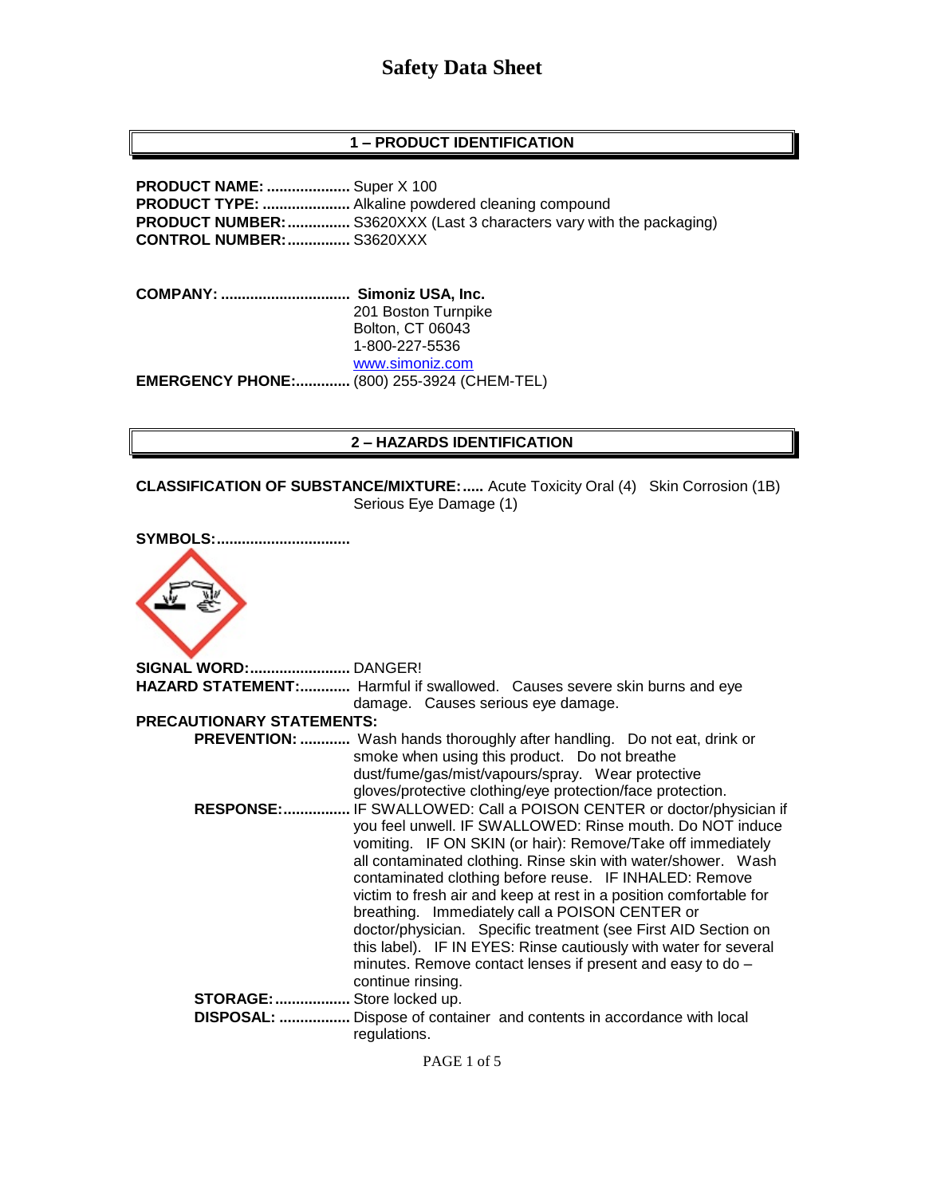# Safety Data Sheet

## 1 – PRODUCT IDENTIFICATION

**PRODUCT NAME:** .................... Super X 100
**PRODUCT TYPE:** ..................... Alkaline powdered cleaning compound
**PRODUCT NUMBER:** ............... S3620XXX (Last 3 characters vary with the packaging)
**CONTROL NUMBER:** ............... S3620XXX

**COMPANY:** ............................... **Simoniz USA, Inc.**
201 Boston Turnpike
Bolton, CT 06043
1-800-227-5536
www.simoniz.com
**EMERGENCY PHONE:** ............. (800) 255-3924 (CHEM-TEL)

## 2 – HAZARDS IDENTIFICATION

**CLASSIFICATION OF SUBSTANCE/MIXTURE:** ..... Acute Toxicity Oral (4) Skin Corrosion (1B) Serious Eye Damage (1)

**SYMBOLS:** ................................

**SIGNAL WORD:** ........................ DANGER!
**HAZARD STATEMENT:** ............ Harmful if swallowed. Causes severe skin burns and eye damage. Causes serious eye damage.

**PRECAUTIONARY STATEMENTS:**

- **PREVENTION:** ............ Wash hands thoroughly after handling. Do not eat, drink or smoke when using this product. Do not breathe dust/fume/gas/mist/vapours/spray. Wear protective gloves/protective clothing/eye protection/face protection.
- **RESPONSE:** ................ IF SWALLOWED: Call a POISON CENTER or doctor/physician if you feel unwell. IF SWALLOWED: Rinse mouth. Do NOT induce vomiting. IF ON SKIN (or hair): Remove/Take off immediately all contaminated clothing. Rinse skin with water/shower. Wash contaminated clothing before reuse. IF INHALED: Remove victim to fresh air and keep at rest in a position comfortable for breathing. Immediately call a POISON CENTER or doctor/physician. Specific treatment (see First AID Section on this label). IF IN EYES: Rinse cautiously with water for several minutes. Remove contact lenses if present and easy to do – continue rinsing.
- **STORAGE:** .................. Store locked up.
- **DISPOSAL:** ................. Dispose of container and contents in accordance with local regulations.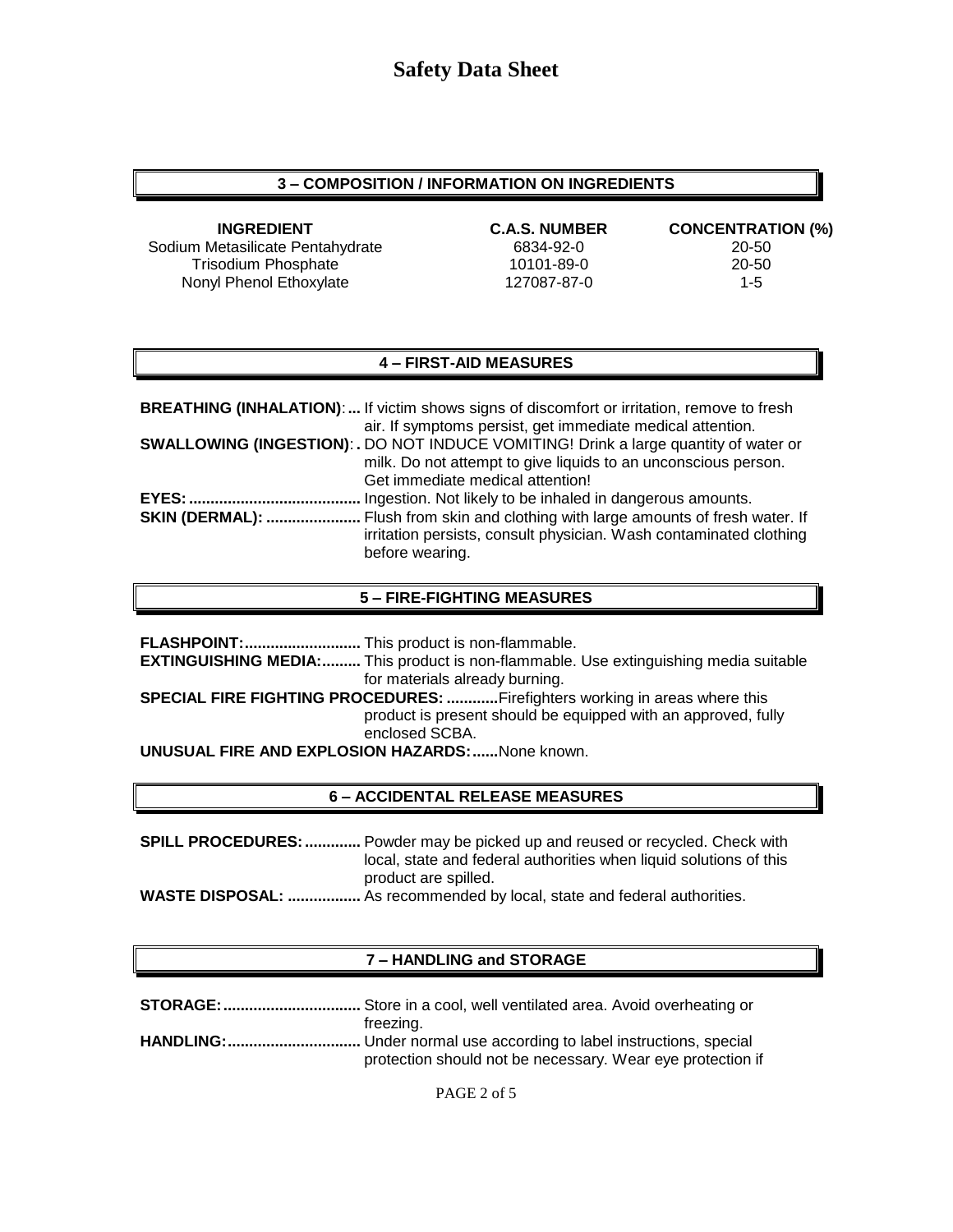# Safety Data Sheet

## 3 – COMPOSITION / INFORMATION ON INGREDIENTS

| INGREDIENT | C.A.S. NUMBER | CONCENTRATION (%) |
|---|---|---|
| Sodium Metasilicate Pentahydrate | 6834-92-0 | 20-50 |
| Trisodium Phosphate | 10101-89-0 | 20-50 |
| Nonyl Phenol Ethoxylate | 127087-87-0 | 1-5 |

## 4 – FIRST-AID MEASURES

**BREATHING (INHALATION)**:... If victim shows signs of discomfort or irritation, remove to fresh air. If symptoms persist, get immediate medical attention.

**SWALLOWING (INGESTION)**:. DO NOT INDUCE VOMITING! Drink a large quantity of water or milk. Do not attempt to give liquids to an unconscious person. Get immediate medical attention!

**EYES:**........................................ Ingestion. Not likely to be inhaled in dangerous amounts.

**SKIN (DERMAL):** ...................... Flush from skin and clothing with large amounts of fresh water. If irritation persists, consult physician. Wash contaminated clothing before wearing.

## 5 – FIRE-FIGHTING MEASURES

**FLASHPOINT:**........................... This product is non-flammable.

**EXTINGUISHING MEDIA:**......... This product is non-flammable. Use extinguishing media suitable for materials already burning.

**SPECIAL FIRE FIGHTING PROCEDURES:** ............Firefighters working in areas where this product is present should be equipped with an approved, fully enclosed SCBA.

**UNUSUAL FIRE AND EXPLOSION HAZARDS:**......None known.

## 6 – ACCIDENTAL RELEASE MEASURES

**SPILL PROCEDURES:**............. Powder may be picked up and reused or recycled. Check with local, state and federal authorities when liquid solutions of this product are spilled.

**WASTE DISPOSAL:** ................. As recommended by local, state and federal authorities.

## 7 – HANDLING and STORAGE

**STORAGE:**................................ Store in a cool, well ventilated area. Avoid overheating or freezing.

**HANDLING:**............................... Under normal use according to label instructions, special protection should not be necessary. Wear eye protection if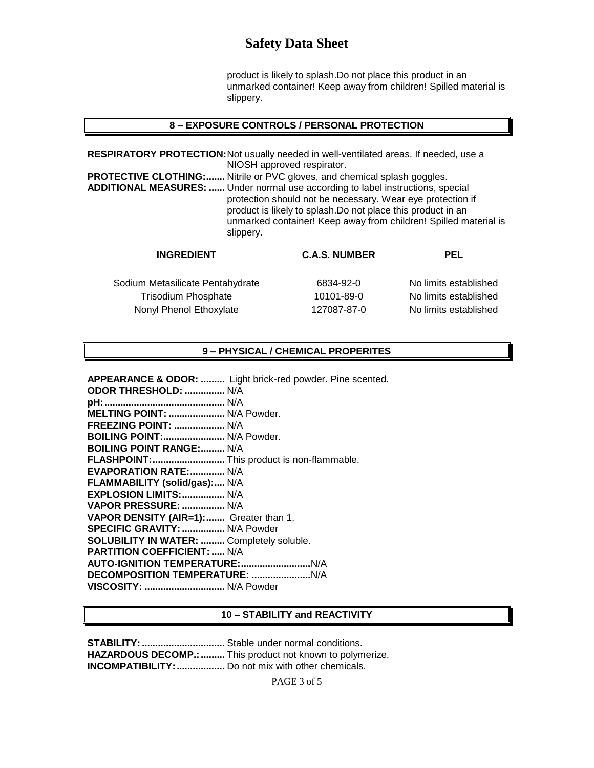product is likely to splash.Do not place this product in an unmarked container! Keep away from children! Spilled material is slippery.

## 8 – EXPOSURE CONTROLS / PERSONAL PROTECTION

**RESPIRATORY PROTECTION:** Not usually needed in well-ventilated areas. If needed, use a NIOSH approved respirator.

**PROTECTIVE CLOTHING:.......** Nitrile or PVC gloves, and chemical splash goggles.

**ADDITIONAL MEASURES: ......** Under normal use according to label instructions, special protection should not be necessary. Wear eye protection if product is likely to splash.Do not place this product in an unmarked container! Keep away from children! Spilled material is slippery.

| INGREDIENT | C.A.S. NUMBER | PEL |
|---|---|---|
| Sodium Metasilicate Pentahydrate | 6834-92-0 | No limits established |
| Trisodium Phosphate | 10101-89-0 | No limits established |
| Nonyl Phenol Ethoxylate | 127087-87-0 | No limits established |

## 9 – PHYSICAL / CHEMICAL PROPERITES

**APPEARANCE & ODOR: .........** Light brick-red powder. Pine scented.
**ODOR THRESHOLD: ...............** N/A
**pH:............................................** N/A
**MELTING POINT: .....................** N/A Powder.
**FREEZING POINT: ...................** N/A
**BOILING POINT:.......................** N/A Powder.
**BOILING POINT RANGE:.........** N/A
**FLASHPOINT:...........................** This product is non-flammable.
**EVAPORATION RATE:.............** N/A
**FLAMMABILITY (solid/gas):....** N/A
**EXPLOSION LIMITS:................** N/A
**VAPOR PRESSURE: ................** N/A
**VAPOR DENSITY (AIR=1):.......** Greater than 1.
**SPECIFIC GRAVITY: ................** N/A Powder
**SOLUBILITY IN WATER: .........** Completely soluble.
**PARTITION COEFFICIENT: .....** N/A
**AUTO-IGNITION TEMPERATURE:..........................**N/A
**DECOMPOSITION TEMPERATURE: ......................**N/A
**VISCOSITY: ..............................** N/A Powder

## 10 – STABILITY and REACTIVITY

**STABILITY:...............................** Stable under normal conditions.
**HAZARDOUS DECOMP.:.........** This product not known to polymerize.
**INCOMPATIBILITY:..................** Do not mix with other chemicals.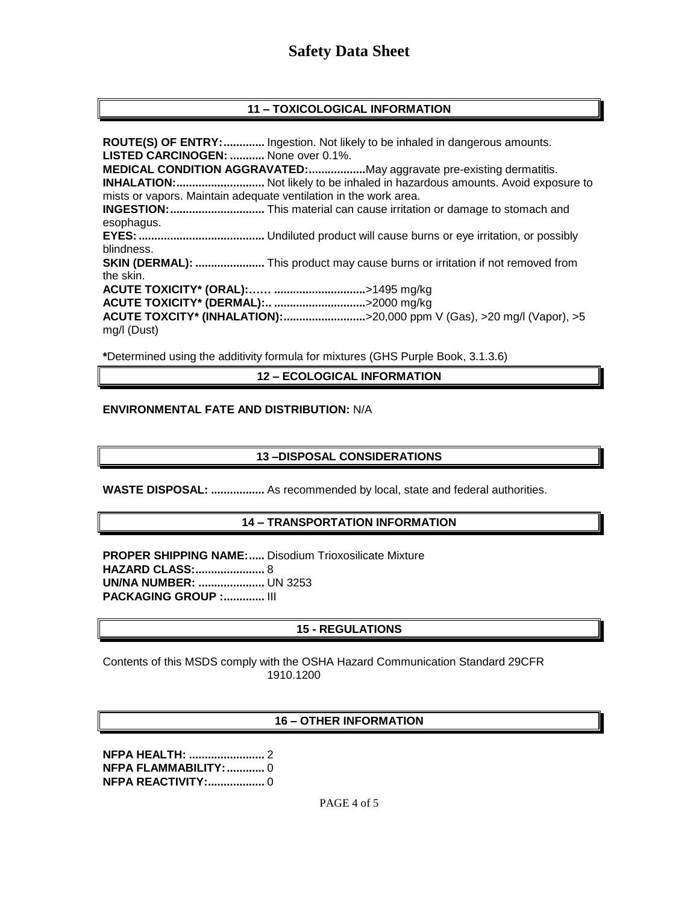# Safety Data Sheet

## 11 – TOXICOLOGICAL INFORMATION

**ROUTE(S) OF ENTRY:............** Ingestion. Not likely to be inhaled in dangerous amounts.
**LISTED CARCINOGEN: ..........** None over 0.1%.
**MEDICAL CONDITION AGGRAVATED:.................** May aggravate pre-existing dermatitis.
**INHALATION:...........................** Not likely to be inhaled in hazardous amounts. Avoid exposure to mists or vapors. Maintain adequate ventilation in the work area.
**INGESTION:.............................** This material can cause irritation or damage to stomach and esophagus.
**EYES: .......................................** Undiluted product will cause burns or eye irritation, or possibly blindness.
**SKIN (DERMAL): .....................** This product may cause burns or irritation if not removed from the skin.
**ACUTE TOXICITY* (ORAL):…… ............................** >1495 mg/kg
**ACUTE TOXICITY* (DERMAL):.. ............................** >2000 mg/kg
**ACUTE TOXCITY* (INHALATION):..........................** >20,000 ppm V (Gas), >20 mg/l (Vapor), >5 mg/l (Dust)

***** Determined using the additivity formula for mixtures (GHS Purple Book, 3.1.3.6)

## 12 – ECOLOGICAL INFORMATION

**ENVIRONMENTAL FATE AND DISTRIBUTION:** N/A

## 13 –DISPOSAL CONSIDERATIONS

**WASTE DISPOSAL: ................** As recommended by local, state and federal authorities.

## 14 – TRANSPORTATION INFORMATION

**PROPER SHIPPING NAME:.....** Disodium Trioxosilicate Mixture
**HAZARD CLASS:.....................** 8
**UN/NA NUMBER: ....................** UN 3253
**PACKAGING GROUP :............** III

## 15 - REGULATIONS

Contents of this MSDS comply with the OSHA Hazard Communication Standard 29CFR 1910.1200

## 16 – OTHER INFORMATION

**NFPA HEALTH: .......................** 2
**NFPA FLAMMABILITY:...........** 0
**NFPA REACTIVITY:.................** 0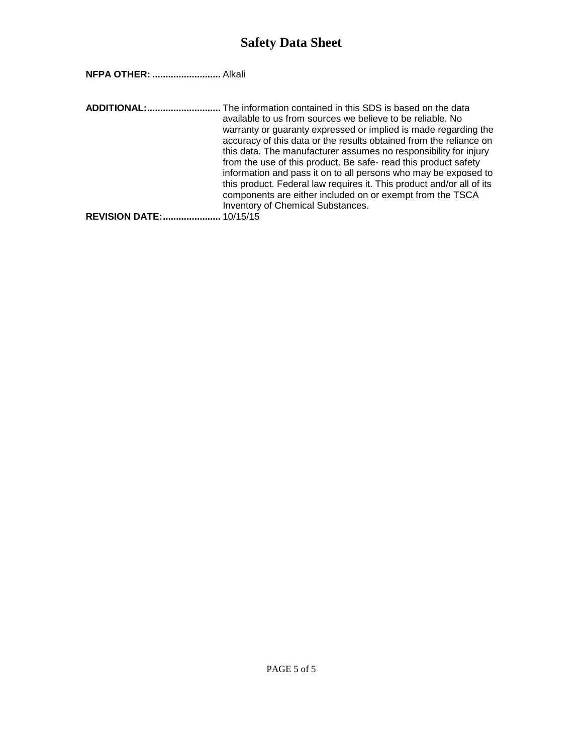# Safety Data Sheet

**NFPA OTHER: ..........................** Alkali

**ADDITIONAL:............................** The information contained in this SDS is based on the data available to us from sources we believe to be reliable. No warranty or guaranty expressed or implied is made regarding the accuracy of this data or the results obtained from the reliance on this data. The manufacturer assumes no responsibility for injury from the use of this product. Be safe- read this product safety information and pass it on to all persons who may be exposed to this product. Federal law requires it. This product and/or all of its components are either included on or exempt from the TSCA Inventory of Chemical Substances.

**REVISION DATE:......................** 10/15/15